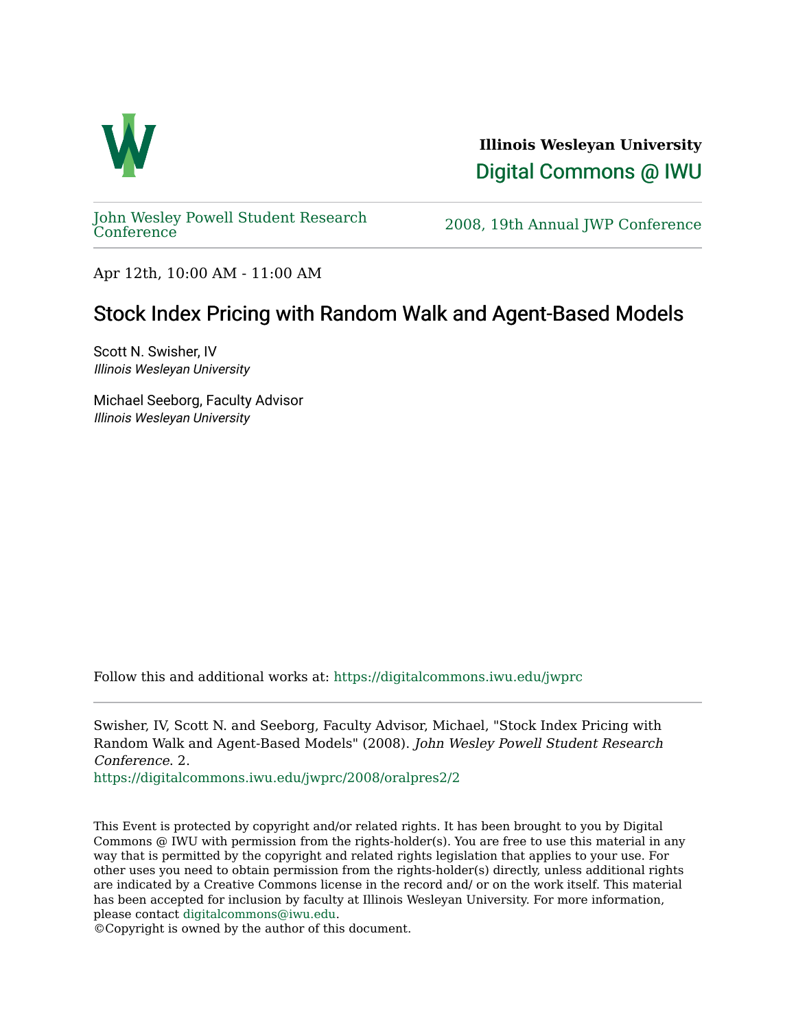**Illinois Wesleyan University**

Digital Commons @ IWU

John Wesley Powell Student Research Conference

2008, 19th Annual JWP Conference

Apr 12th, 10:00 AM - 11:00 AM

# Stock Index Pricing with Random Walk and Agent-Based Models

Scott N. Swisher, IV
*Illinois Wesleyan University*

Michael Seeborg, Faculty Advisor
*Illinois Wesleyan University*

Follow this and additional works at: https://digitalcommons.iwu.edu/jwprc

Swisher, IV, Scott N. and Seeborg, Faculty Advisor, Michael, "Stock Index Pricing with Random Walk and Agent-Based Models" (2008). *John Wesley Powell Student Research Conference*. 2.
https://digitalcommons.iwu.edu/jwprc/2008/oralpres2/2

This Event is protected by copyright and/or related rights. It has been brought to you by Digital Commons @ IWU with permission from the rights-holder(s). You are free to use this material in any way that is permitted by the copyright and related rights legislation that applies to your use. For other uses you need to obtain permission from the rights-holder(s) directly, unless additional rights are indicated by a Creative Commons license in the record and/ or on the work itself. This material has been accepted for inclusion by faculty at Illinois Wesleyan University. For more information, please contact digitalcommons@iwu.edu.
©Copyright is owned by the author of this document.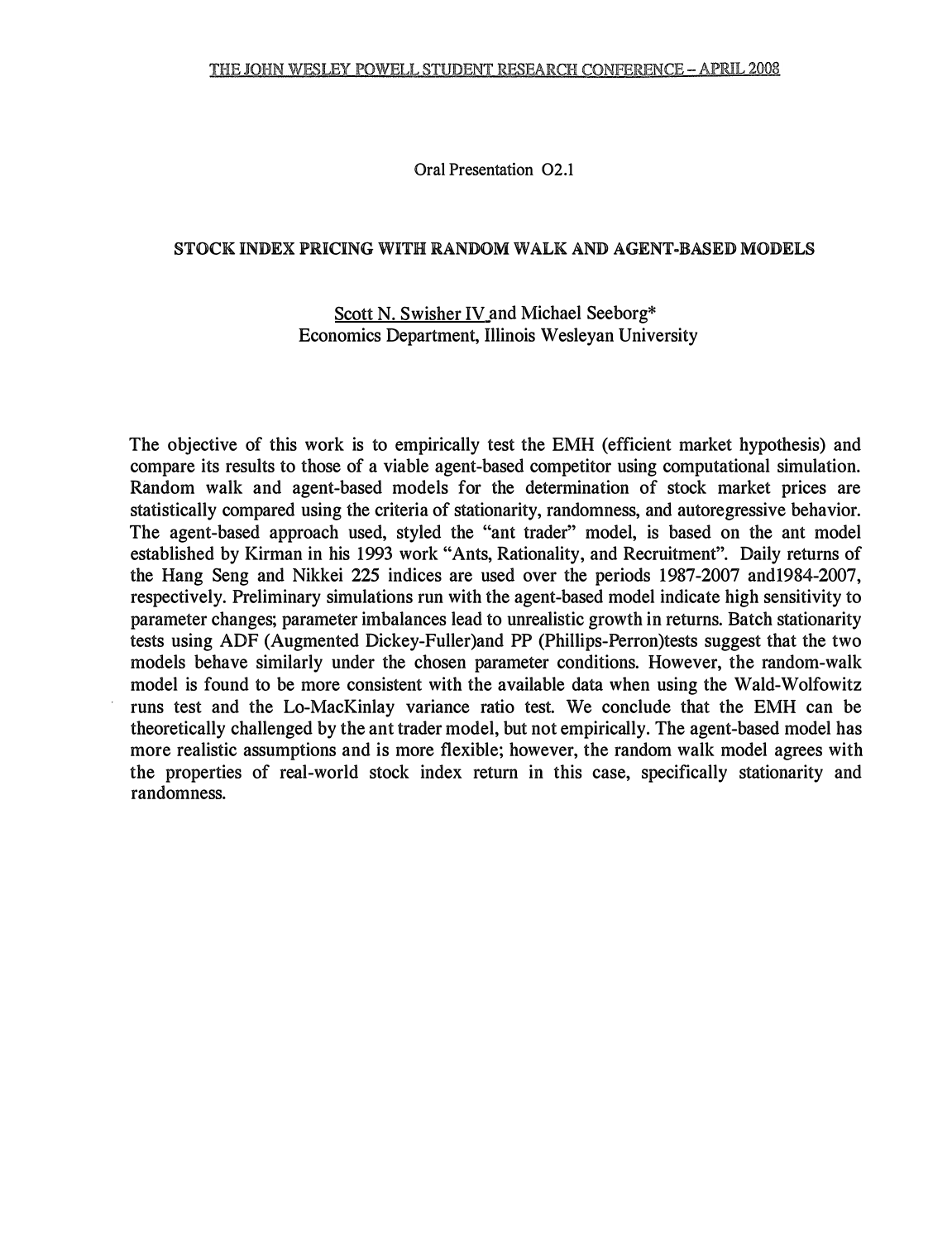Oral Presentation O2.1

## STOCK INDEX PRICING WITH RANDOM WALK AND AGENT-BASED MODELS

Scott N. Swisher IV and Michael Seeborg*
Economics Department, Illinois Wesleyan University

The objective of this work is to empirically test the EMH (efficient market hypothesis) and compare its results to those of a viable agent-based competitor using computational simulation. Random walk and agent-based models for the determination of stock market prices are statistically compared using the criteria of stationarity, randomness, and autoregressive behavior. The agent-based approach used, styled the "ant trader" model, is based on the ant model established by Kirman in his 1993 work "Ants, Rationality, and Recruitment". Daily returns of the Hang Seng and Nikkei 225 indices are used over the periods 1987-2007 and1984-2007, respectively. Preliminary simulations run with the agent-based model indicate high sensitivity to parameter changes; parameter imbalances lead to unrealistic growth in returns. Batch stationarity tests using ADF (Augmented Dickey-Fuller)and PP (Phillips-Perron)tests suggest that the two models behave similarly under the chosen parameter conditions. However, the random-walk model is found to be more consistent with the available data when using the Wald-Wolfowitz runs test and the Lo-MacKinlay variance ratio test. We conclude that the EMH can be theoretically challenged by the ant trader model, but not empirically. The agent-based model has more realistic assumptions and is more flexible; however, the random walk model agrees with the properties of real-world stock index return in this case, specifically stationarity and randomness.